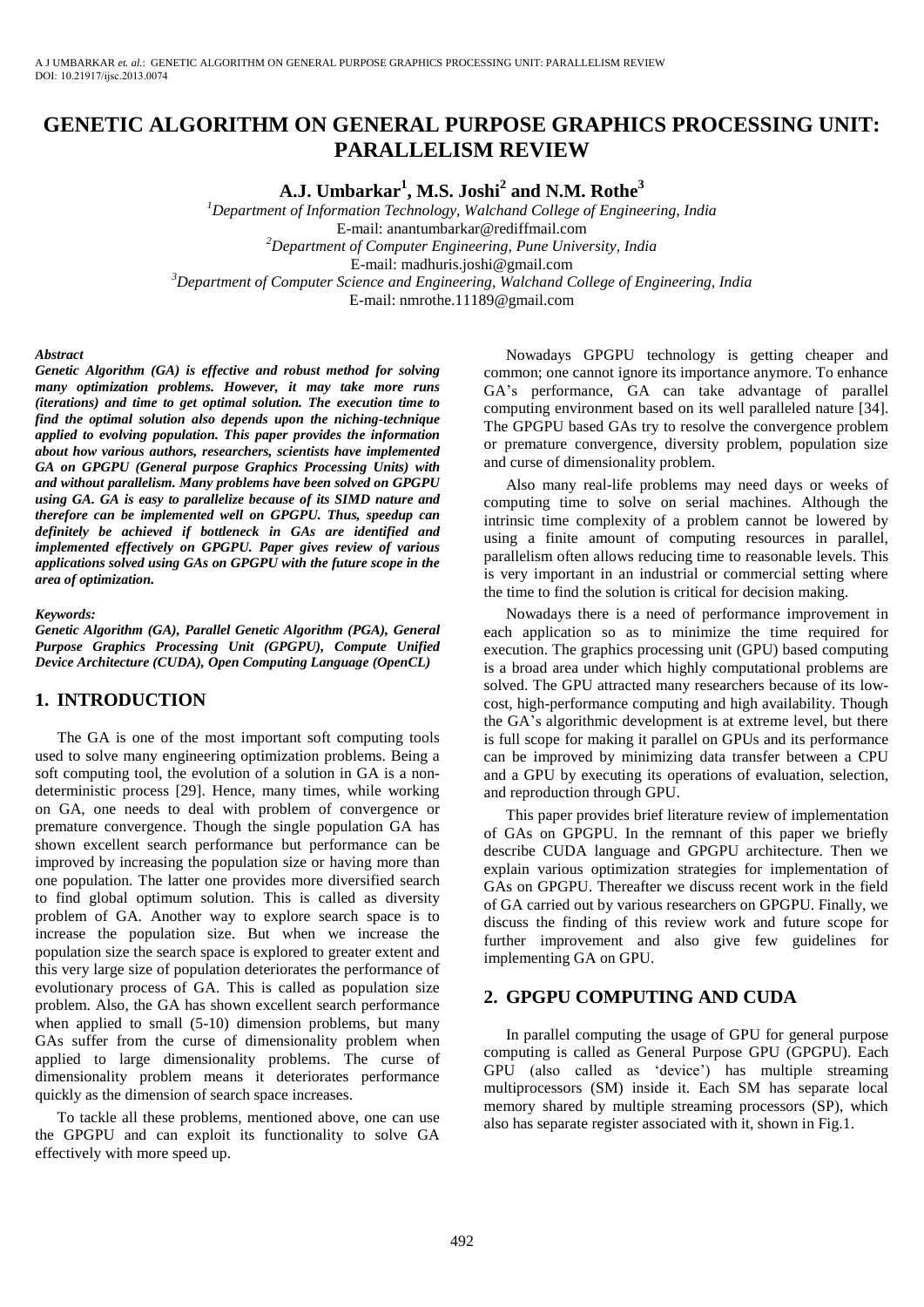# GENETIC ALGORITHM ON GENERAL PURPOSE GRAPHICS PROCESSING UNIT: PARALLELISM REVIEW

**A.J. Umbarkar[1], M.S. Joshi[2] and N.M. Rothe[3]**

[1]*Department of Information Technology, Walchand College of Engineering, India*
E-mail: anantumbarkar@rediffmail.com
[2]*Department of Computer Engineering, Pune University, India*
E-mail: madhuris.joshi@gmail.com
[3]*Department of Computer Science and Engineering, Walchand College of Engineering, India*
E-mail: nmrothe.11189@gmail.com

***Abstract***

***Genetic Algorithm (GA) is effective and robust method for solving many optimization problems. However, it may take more runs (iterations) and time to get optimal solution. The execution time to find the optimal solution also depends upon the niching-technique applied to evolving population. This paper provides the information about how various authors, researchers, scientists have implemented GA on GPGPU (General purpose Graphics Processing Units) with and without parallelism. Many problems have been solved on GPGPU using GA. GA is easy to parallelize because of its SIMD nature and therefore can be implemented well on GPGPU. Thus, speedup can definitely be achieved if bottleneck in GAs are identified and implemented effectively on GPGPU. Paper gives review of various applications solved using GAs on GPGPU with the future scope in the area of optimization.***

***Keywords:***

***Genetic Algorithm (GA), Parallel Genetic Algorithm (PGA), General Purpose Graphics Processing Unit (GPGPU), Compute Unified Device Architecture (CUDA), Open Computing Language (OpenCL)***

## 1. INTRODUCTION

The GA is one of the most important soft computing tools used to solve many engineering optimization problems. Being a soft computing tool, the evolution of a solution in GA is a non-deterministic process [29]. Hence, many times, while working on GA, one needs to deal with problem of convergence or premature convergence. Though the single population GA has shown excellent search performance but performance can be improved by increasing the population size or having more than one population. The latter one provides more diversified search to find global optimum solution. This is called as diversity problem of GA. Another way to explore search space is to increase the population size. But when we increase the population size the search space is explored to greater extent and this very large size of population deteriorates the performance of evolutionary process of GA. This is called as population size problem. Also, the GA has shown excellent search performance when applied to small (5-10) dimension problems, but many GAs suffer from the curse of dimensionality problem when applied to large dimensionality problems. The curse of dimensionality problem means it deteriorates performance quickly as the dimension of search space increases.

To tackle all these problems, mentioned above, one can use the GPGPU and can exploit its functionality to solve GA effectively with more speed up.

Nowadays GPGPU technology is getting cheaper and common; one cannot ignore its importance anymore. To enhance GA's performance, GA can take advantage of parallel computing environment based on its well paralleled nature [34]. The GPGPU based GAs try to resolve the convergence problem or premature convergence, diversity problem, population size and curse of dimensionality problem.

Also many real-life problems may need days or weeks of computing time to solve on serial machines. Although the intrinsic time complexity of a problem cannot be lowered by using a finite amount of computing resources in parallel, parallelism often allows reducing time to reasonable levels. This is very important in an industrial or commercial setting where the time to find the solution is critical for decision making.

Nowadays there is a need of performance improvement in each application so as to minimize the time required for execution. The graphics processing unit (GPU) based computing is a broad area under which highly computational problems are solved. The GPU attracted many researchers because of its low-cost, high-performance computing and high availability. Though the GA's algorithmic development is at extreme level, but there is full scope for making it parallel on GPUs and its performance can be improved by minimizing data transfer between a CPU and a GPU by executing its operations of evaluation, selection, and reproduction through GPU.

This paper provides brief literature review of implementation of GAs on GPGPU. In the remnant of this paper we briefly describe CUDA language and GPGPU architecture. Then we explain various optimization strategies for implementation of GAs on GPGPU. Thereafter we discuss recent work in the field of GA carried out by various researchers on GPGPU. Finally, we discuss the finding of this review work and future scope for further improvement and also give few guidelines for implementing GA on GPU.

## 2. GPGPU COMPUTING AND CUDA

In parallel computing the usage of GPU for general purpose computing is called as General Purpose GPU (GPGPU). Each GPU (also called as 'device') has multiple streaming multiprocessors (SM) inside it. Each SM has separate local memory shared by multiple streaming processors (SP), which also has separate register associated with it, shown in Fig.1.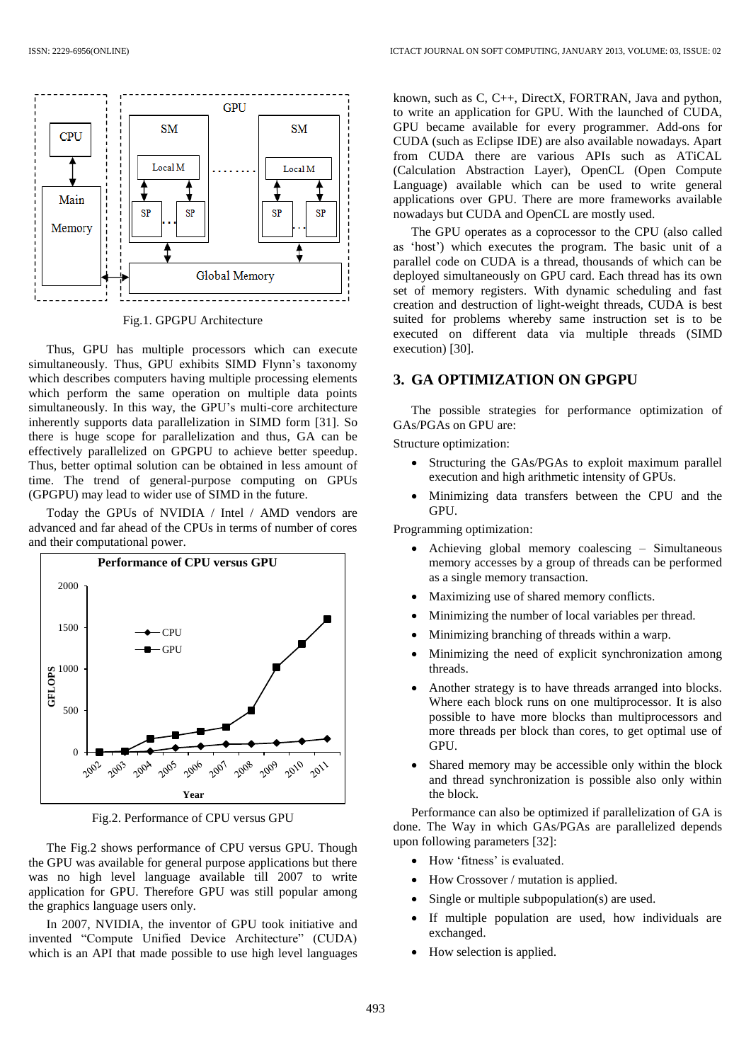Fig.1. GPGPU Architecture

Thus, GPU has multiple processors which can execute simultaneously. Thus, GPU exhibits SIMD Flynn's taxonomy which describes computers having multiple processing elements which perform the same operation on multiple data points simultaneously. In this way, the GPU's multi-core architecture inherently supports data parallelization in SIMD form [31]. So there is huge scope for parallelization and thus, GA can be effectively parallelized on GPGPU to achieve better speedup. Thus, better optimal solution can be obtained in less amount of time. The trend of general-purpose computing on GPUs (GPGPU) may lead to wider use of SIMD in the future.

Today the GPUs of NVIDIA / Intel / AMD vendors are advanced and far ahead of the CPUs in terms of number of cores and their computational power.

Fig.2. Performance of CPU versus GPU

The Fig.2 shows performance of CPU versus GPU. Though the GPU was available for general purpose applications but there was no high level language available till 2007 to write application for GPU. Therefore GPU was still popular among the graphics language users only.

In 2007, NVIDIA, the inventor of GPU took initiative and invented "Compute Unified Device Architecture" (CUDA) which is an API that made possible to use high level languages known, such as C, C++, DirectX, FORTRAN, Java and python, to write an application for GPU. With the launched of CUDA, GPU became available for every programmer. Add-ons for CUDA (such as Eclipse IDE) are also available nowadays. Apart from CUDA there are various APIs such as ATiCAL (Calculation Abstraction Layer), OpenCL (Open Compute Language) available which can be used to write general applications over GPU. There are more frameworks available nowadays but CUDA and OpenCL are mostly used.

The GPU operates as a coprocessor to the CPU (also called as 'host') which executes the program. The basic unit of a parallel code on CUDA is a thread, thousands of which can be deployed simultaneously on GPU card. Each thread has its own set of memory registers. With dynamic scheduling and fast creation and destruction of light-weight threads, CUDA is best suited for problems whereby same instruction set is be executed on different data via multiple threads (SIMD execution) [30].

## 3. GA OPTIMIZATION ON GPGPU

The possible strategies for performance optimization of GAs/PGAs on GPU are:

Structure optimization:

- Structuring the GAs/PGAs to exploit maximum parallel execution and high arithmetic intensity of GPUs.
- Minimizing data transfers between the CPU and the GPU.

Programming optimization:

- Achieving global memory coalescing – Simultaneous memory accesses by a group of threads can be performed as a single memory transaction.
- Maximizing use of shared memory conflicts.
- Minimizing the number of local variables per thread.
- Minimizing branching of threads within a warp.
- Minimizing the need of explicit synchronization among threads.
- Another strategy is to have threads arranged into blocks. Where each block runs on one multiprocessor. It is also possible to have more blocks than multiprocessors and more threads per block than cores, to get optimal use of GPU.
- Shared memory may be accessible only within the block and thread synchronization is possible also only within the block.

Performance can also be optimized if parallelization of GA is done. The Way in which GAs/PGAs are parallelized depends upon following parameters [32]:

- How 'fitness' is evaluated.
- How Crossover / mutation is applied.
- Single or multiple subpopulation(s) are used.
- If multiple population are used, how individuals are exchanged.
- How selection is applied.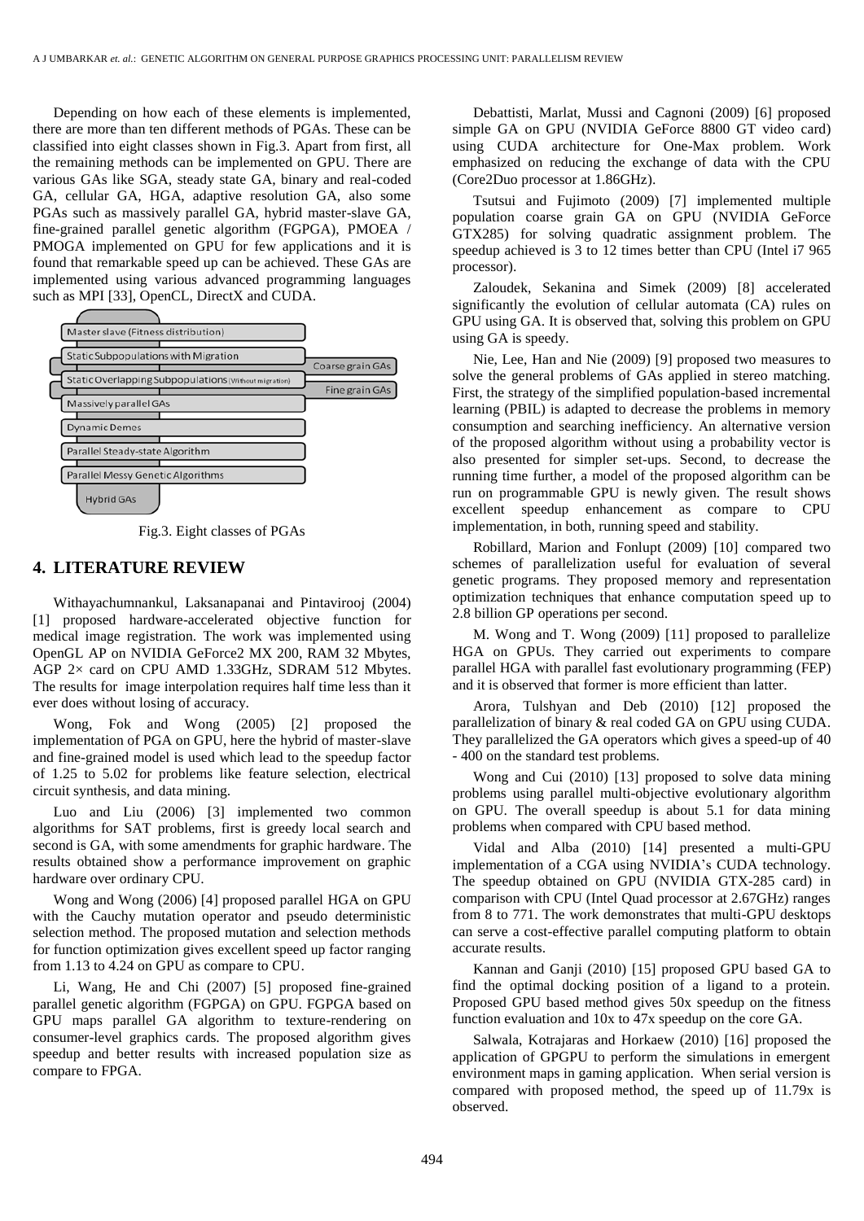Depending on how each of these elements is implemented, there are more than ten different methods of PGAs. These can be classified into eight classes shown in Fig.3. Apart from first, all the remaining methods can be implemented on GPU. There are various GAs like SGA, steady state GA, binary and real-coded GA, cellular GA, HGA, adaptive resolution GA, also some PGAs such as massively parallel GA, hybrid master-slave GA, fine-grained parallel genetic algorithm (FGPGA), PMOEA / PMOGA implemented on GPU for few applications and it is found that remarkable speed up can be achieved. These GAs are implemented using various advanced programming languages such as MPI [33], OpenCL, DirectX and CUDA.

- Master slave (Fitness distribution)
- Static Subpopulations with Migration — Coarse grain GAs
- Static Overlapping Subpopulations (Without migration) — Fine grain GAs
- Massively parallel GAs
- Dynamic Demes
- Parallel Steady-state Algorithm
- Parallel Messy Genetic Algorithms
- Hybrid GAs

Fig.3. Eight classes of PGAs

## 4. LITERATURE REVIEW

Withayachumnankul, Laksanapanai and Pintavirooj (2004) [1] proposed hardware-accelerated objective function for medical image registration. The work was implemented using OpenGL AP on NVIDIA GeForce2 MX 200, RAM 32 Mbytes, AGP 2× card on CPU AMD 1.33GHz, SDRAM 512 Mbytes. The results for image interpolation requires half time less than it ever does without losing of accuracy.

Wong, Fok and Wong (2005) [2] proposed the implementation of PGA on GPU, here the hybrid of master-slave and fine-grained model is used which lead to the speedup factor of 1.25 to 5.02 for problems like feature selection, electrical circuit synthesis, and data mining.

Luo and Liu (2006) [3] implemented two common algorithms for SAT problems, first is greedy local search and second is GA, with some amendments for graphic hardware. The results obtained show a performance improvement on graphic hardware over ordinary CPU.

Wong and Wong (2006) [4] proposed parallel HGA on GPU with the Cauchy mutation operator and pseudo deterministic selection method. The proposed mutation and selection methods for function optimization gives excellent speed up factor ranging from 1.13 to 4.24 on GPU as compare to CPU.

Li, Wang, He and Chi (2007) [5] proposed fine-grained parallel genetic algorithm (FGPGA) on GPU. FGPGA based on GPU maps parallel GA algorithm to texture-rendering on consumer-level graphics cards. The proposed algorithm gives speedup and better results with increased population size as compare to FPGA.

Debattisti, Marlat, Mussi and Cagnoni (2009) [6] proposed simple GA on GPU (NVIDIA GeForce 8800 GT video card) using CUDA architecture for One-Max problem. Work emphasized on reducing the exchange of data with the CPU (Core2Duo processor at 1.86GHz).

Tsutsui and Fujimoto (2009) [7] implemented multiple population coarse grain GA on GPU (NVIDIA GeForce GTX285) for solving quadratic assignment problem. The speedup achieved is 3 to 12 times better than CPU (Intel i7 965 processor).

Zaloudek, Sekanina and Simek (2009) [8] accelerated significantly the evolution of cellular automata (CA) rules on GPU using GA. It is observed that, solving this problem on GPU using GA is speedy.

Nie, Lee, Han and Nie (2009) [9] proposed two measures to solve the general problems of GAs applied in stereo matching. First, the strategy of the simplified population-based incremental learning (PBIL) is adapted to decrease the problems in memory consumption and searching inefficiency. An alternative version of the proposed algorithm without using a probability vector is also presented for simpler set-ups. Second, to decrease the running time further, a model of the proposed algorithm can be run on programmable GPU is newly given. The result shows excellent speedup enhancement as compare to CPU implementation, in both, running speed and stability.

Robillard, Marion and Fonlupt (2009) [10] compared two schemes of parallelization useful for evaluation of several genetic programs. They proposed memory and representation optimization techniques that enhance computation speed up to 2.8 billion GP operations per second.

M. Wong and T. Wong (2009) [11] proposed to parallelize HGA on GPUs. They carried out experiments to compare parallel HGA with parallel fast evolutionary programming (FEP) and it is observed that former is more efficient than latter.

Arora, Tulshyan and Deb (2010) [12] proposed the parallelization of binary & real coded GA on GPU using CUDA. They parallelized the GA operators which gives a speed-up of 40 - 400 on the standard test problems.

Wong and Cui (2010) [13] proposed to solve data mining problems using parallel multi-objective evolutionary algorithm on GPU. The overall speedup is about 5.1 for data mining problems when compared with CPU based method.

Vidal and Alba (2010) [14] presented a multi-GPU implementation of a CGA using NVIDIA's CUDA technology. The speedup obtained on GPU (NVIDIA GTX-285 card) in comparison with CPU (Intel Quad processor at 2.67GHz) ranges from 8 to 771. The work demonstrates that multi-GPU desktops can serve a cost-effective parallel computing platform to obtain accurate results.

Kannan and Ganji (2010) [15] proposed GPU based GA to find the optimal docking position of a ligand to a protein. Proposed GPU based method gives 50x speedup on the fitness function evaluation and 10x to 47x speedup on the core GA.

Salwala, Kotrajaras and Horkaew (2010) [16] proposed the application of GPGPU to perform the simulations in emergent environment maps in gaming application. When serial version is compared with proposed method, the speed up of 11.79x is observed.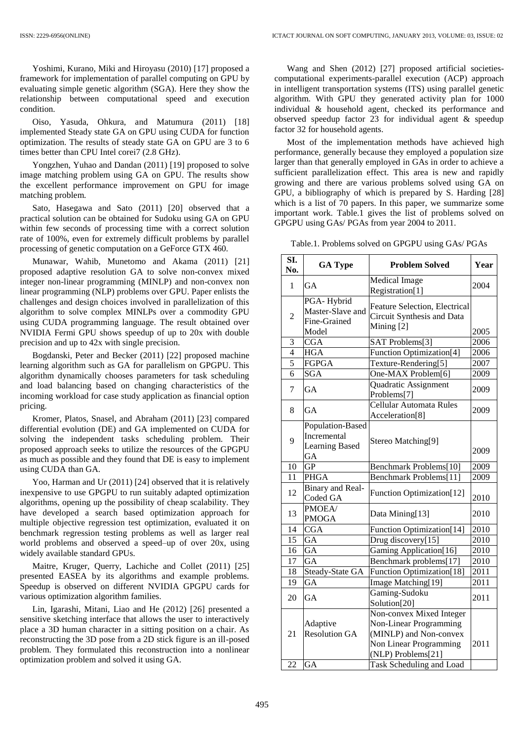Yoshimi, Kurano, Miki and Hiroyasu (2010) [17] proposed a framework for implementation of parallel computing on GPU by evaluating simple genetic algorithm (SGA). Here they show the relationship between computational speed and execution condition.

Oiso, Yasuda, Ohkura, and Matumura (2011) [18] implemented Steady state GA on GPU using CUDA for function optimization. The results of steady state GA on GPU are 3 to 6 times better than CPU Intel corei7 (2.8 GHz).

Yongzhen, Yuhao and Dandan (2011) [19] proposed to solve image matching problem using GA on GPU. The results show the excellent performance improvement on GPU for image matching problem.

Sato, Hasegawa and Sato (2011) [20] observed that a practical solution can be obtained for Sudoku using GA on GPU within few seconds of processing time with a correct solution rate of 100%, even for extremely difficult problems by parallel processing of genetic computation on a GeForce GTX 460.

Munawar, Wahib, Munetomo and Akama (2011) [21] proposed adaptive resolution GA to solve non-convex mixed integer non-linear programming (MINLP) and non-convex non linear programming (NLP) problems over GPU. Paper enlists the challenges and design choices involved in parallelization of this algorithm to solve complex MINLPs over a commodity GPU using CUDA programming language. The result obtained over NVIDIA Fermi GPU shows speedup of up to 20x with double precision and up to 42x with single precision.

Bogdanski, Peter and Becker (2011) [22] proposed machine learning algorithm such as GA for parallelism on GPGPU. This algorithm dynamically chooses parameters for task scheduling and load balancing based on changing characteristics of the incoming workload for case study application as financial option pricing.

Kromer, Platos, Snasel, and Abraham (2011) [23] compared differential evolution (DE) and GA implemented on CUDA for solving the independent tasks scheduling problem. Their proposed approach seeks to utilize the resources of the GPGPU as much as possible and they found that DE is easy to implement using CUDA than GA.

Yoo, Harman and Ur (2011) [24] observed that it is relatively inexpensive to use GPGPU to run suitably adapted optimization algorithms, opening up the possibility of cheap scalability. They have developed a search based optimization approach for multiple objective regression test optimization, evaluated it on benchmark regression testing problems as well as larger real world problems and observed a speed–up of over 20x, using widely available standard GPUs.

Maitre, Kruger, Querry, Lachiche and Collet (2011) [25] presented EASEA by its algorithms and example problems. Speedup is observed on different NVIDIA GPGPU cards for various optimization algorithm families.

Lin, Igarashi, Mitani, Liao and He (2012) [26] presented a sensitive sketching interface that allows the user to interactively place a 3D human character in a sitting position on a chair. As reconstructing the 3D pose from a 2D stick figure is an ill-posed problem. They formulated this reconstruction into a nonlinear optimization problem and solved it using GA.

Wang and Shen (2012) [27] proposed artificial societies-computational experiments-parallel execution (ACP) approach in intelligent transportation systems (ITS) using parallel genetic algorithm. With GPU they generated activity plan for 1000 individual & household agent, checked its performance and observed speedup factor 23 for individual agent & speedup factor 32 for household agents.

Most of the implementation methods have achieved high performance, generally because they employed a population size larger than that generally employed in GAs in order to achieve a sufficient parallelization effect. This area is new and rapidly growing and there are various problems solved using GA on GPU, a bibliography of which is prepared by S. Harding [28] which is a list of 70 papers. In this paper, we summarize some important work. Table.1 gives the list of problems solved on GPGPU using GAs/ PGAs from year 2004 to 2011.

Table.1. Problems solved on GPGPU using GAs/ PGAs

| SI. No. | GA Type | Problem Solved | Year |
|---|---|---|---|
| 1 | GA | Medical Image Registration[1] | 2004 |
| 2 | PGA- Hybrid Master-Slave and Fine-Grained Model | Feature Selection, Electrical Circuit Synthesis and Data Mining [2] | 2005 |
| 3 | CGA | SAT Problems[3] | 2006 |
| 4 | HGA | Function Optimization[4] | 2006 |
| 5 | FGPGA | Texture-Rendering[5] | 2007 |
| 6 | SGA | One-MAX Problem[6] | 2009 |
| 7 | GA | Quadratic Assignment Problems[7] | 2009 |
| 8 | GA | Cellular Automata Rules Acceleration[8] | 2009 |
| 9 | Population-Based Incremental Learning Based GA | Stereo Matching[9] | 2009 |
| 10 | GP | Benchmark Problems[10] | 2009 |
| 11 | PHGA | Benchmark Problems[11] | 2009 |
| 12 | Binary and Real-Coded GA | Function Optimization[12] | 2010 |
| 13 | PMOEA/ PMOGA | Data Mining[13] | 2010 |
| 14 | CGA | Function Optimization[14] | 2010 |
| 15 | GA | Drug discovery[15] | 2010 |
| 16 | GA | Gaming Application[16] | 2010 |
| 17 | GA | Benchmark problems[17] | 2010 |
| 18 | Steady-State GA | Function Optimization[18] | 2011 |
| 19 | GA | Image Matching[19] | 2011 |
| 20 | GA | Gaming-Sudoku Solution[20] | 2011 |
| 21 | Adaptive Resolution GA | Non-convex Mixed Integer Non-Linear Programming (MINLP) and Non-convex Non Linear Programming (NLP) Problems[21] | 2011 |
| 22 | GA | Task Scheduling and Load | |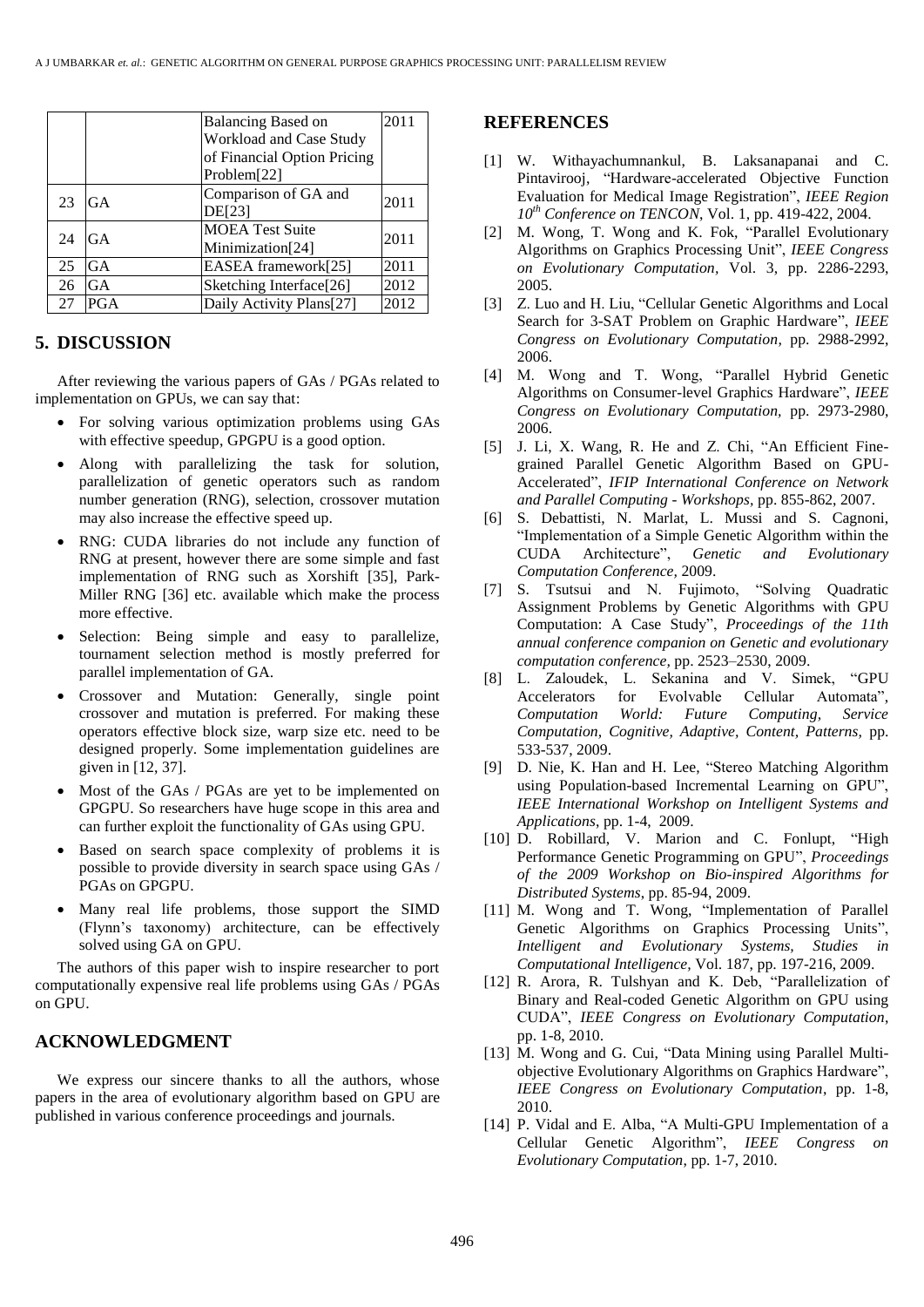| | | Balancing Based on Workload and Case Study of Financial Option Pricing Problem[22] | 2011 |
|---|---|---|---|
| 23 | GA | Comparison of GA and DE[23] | 2011 |
| 24 | GA | MOEA Test Suite Minimization[24] | 2011 |
| 25 | GA | EASEA framework[25] | 2011 |
| 26 | GA | Sketching Interface[26] | 2012 |
| 27 | PGA | Daily Activity Plans[27] | 2012 |

## 5. DISCUSSION

After reviewing the various papers of GAs / PGAs related to implementation on GPUs, we can say that:

- For solving various optimization problems using GAs with effective speedup, GPGPU is a good option.
- Along with parallelizing the task for solution, parallelization of genetic operators such as random number generation (RNG), selection, crossover mutation may also increase the effective speed up.
- RNG: CUDA libraries do not include any function of RNG at present, however there are some simple and fast implementation of RNG such as Xorshift [35], Park-Miller RNG [36] etc. available which make the process more effective.
- Selection: Being simple and easy to parallelize, tournament selection method is mostly preferred for parallel implementation of GA.
- Crossover and Mutation: Generally, single point crossover and mutation is preferred. For making these operators effective block size, warp size etc. need to be designed properly. Some implementation guidelines are given in [12, 37].
- Most of the GAs / PGAs are yet to be implemented on GPGPU. So researchers have huge scope in this area and can further exploit the functionality of GAs using GPU.
- Based on search space complexity of problems it is possible to provide diversity in search space using GAs / PGAs on GPGPU.
- Many real life problems, those support the SIMD (Flynn's taxonomy) architecture, can be effectively solved using GA on GPU.

The authors of this paper wish to inspire researcher to port computationally expensive real life problems using GAs / PGAs on GPU.

## ACKNOWLEDGMENT

We express our sincere thanks to all the authors, whose papers in the area of evolutionary algorithm based on GPU are published in various conference proceedings and journals.

## REFERENCES

[1] W. Withayachumnankul, B. Laksanapanai and C. Pintavirooj, "Hardware-accelerated Objective Function Evaluation for Medical Image Registration", *IEEE Region 10th Conference on TENCON*, Vol. 1, pp. 419-422, 2004.

[2] M. Wong, T. Wong and K. Fok, "Parallel Evolutionary Algorithms on Graphics Processing Unit", *IEEE Congress on Evolutionary Computation,* Vol. 3, pp. 2286-2293, 2005.

[3] Z. Luo and H. Liu, "Cellular Genetic Algorithms and Local Search for 3-SAT Problem on Graphic Hardware", *IEEE Congress on Evolutionary Computation,* pp. 2988-2992, 2006.

[4] M. Wong and T. Wong, "Parallel Hybrid Genetic Algorithms on Consumer-level Graphics Hardware", *IEEE Congress on Evolutionary Computation,* pp. 2973-2980, 2006.

[5] J. Li, X. Wang, R. He and Z. Chi, "An Efficient Fine-grained Parallel Genetic Algorithm Based on GPU-Accelerated", *IFIP International Conference on Network and Parallel Computing - Workshops,* pp. 855-862, 2007.

[6] S. Debattisti, N. Marlat, L. Mussi and S. Cagnoni, "Implementation of a Simple Genetic Algorithm within the CUDA Architecture", *Genetic and Evolutionary Computation Conference,* 2009.

[7] S. Tsutsui and N. Fujimoto, "Solving Quadratic Assignment Problems by Genetic Algorithms with GPU Computation: A Case Study", *Proceedings of the 11th annual conference companion on Genetic and evolutionary computation conference,* pp. 2523–2530, 2009.

[8] L. Zaloudek, L. Sekanina and V. Simek, "GPU Accelerators for Evolvable Cellular Automata", *Computation World: Future Computing, Service Computation, Cognitive, Adaptive, Content, Patterns,* pp. 533-537, 2009.

[9] D. Nie, K. Han and H. Lee, "Stereo Matching Algorithm using Population-based Incremental Learning on GPU", *IEEE International Workshop on Intelligent Systems and Applications*, pp. 1-4, 2009.

[10] D. Robillard, V. Marion and C. Fonlupt, "High Performance Genetic Programming on GPU", *Proceedings of the 2009 Workshop on Bio-inspired Algorithms for Distributed Systems*, pp. 85-94, 2009.

[11] M. Wong and T. Wong, "Implementation of Parallel Genetic Algorithms on Graphics Processing Units", *Intelligent and Evolutionary Systems, Studies in Computational Intelligence,* Vol. 187, pp. 197-216, 2009.

[12] R. Arora, R. Tulshyan and K. Deb, "Parallelization of Binary and Real-coded Genetic Algorithm on GPU using CUDA", *IEEE Congress on Evolutionary Computation*, pp. 1-8, 2010.

[13] M. Wong and G. Cui, "Data Mining using Parallel Multi-objective Evolutionary Algorithms on Graphics Hardware", *IEEE Congress on Evolutionary Computation*, pp. 1-8, 2010.

[14] P. Vidal and E. Alba, "A Multi-GPU Implementation of a Cellular Genetic Algorithm", *IEEE Congress on Evolutionary Computation,* pp. 1-7, 2010.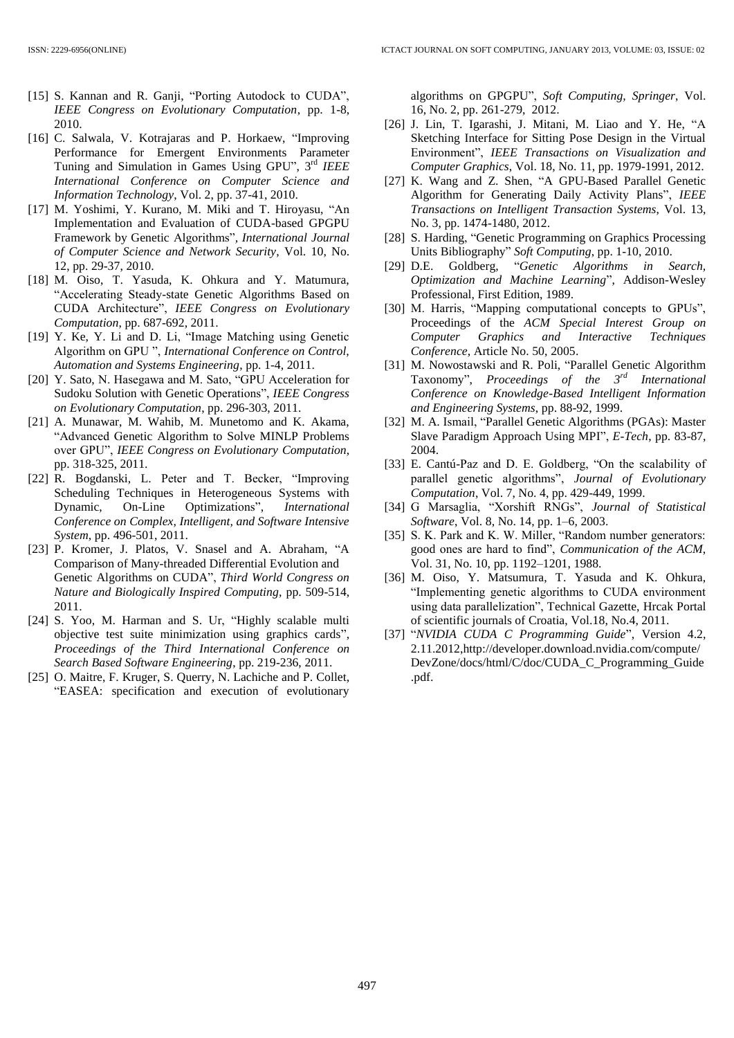[15] S. Kannan and R. Ganji, "Porting Autodock to CUDA", *IEEE Congress on Evolutionary Computation*, pp. 1-8, 2010.

[16] C. Salwala, V. Kotrajaras and P. Horkaew, "Improving Performance for Emergent Environments Parameter Tuning and Simulation in Games Using GPU", 3rd *IEEE International Conference on Computer Science and Information Technology*, Vol. 2, pp. 37-41, 2010.

[17] M. Yoshimi, Y. Kurano, M. Miki and T. Hiroyasu, "An Implementation and Evaluation of CUDA-based GPGPU Framework by Genetic Algorithms", *International Journal of Computer Science and Network Security*, Vol. 10, No. 12, pp. 29-37, 2010.

[18] M. Oiso, T. Yasuda, K. Ohkura and Y. Matumura, "Accelerating Steady-state Genetic Algorithms Based on CUDA Architecture", *IEEE Congress on Evolutionary Computation*, pp. 687-692, 2011.

[19] Y. Ke, Y. Li and D. Li, "Image Matching using Genetic Algorithm on GPU ", *International Conference on Control, Automation and Systems Engineering*, pp. 1-4, 2011.

[20] Y. Sato, N. Hasegawa and M. Sato, "GPU Acceleration for Sudoku Solution with Genetic Operations", *IEEE Congress on Evolutionary Computation*, pp. 296-303, 2011.

[21] A. Munawar, M. Wahib, M. Munetomo and K. Akama, "Advanced Genetic Algorithm to Solve MINLP Problems over GPU", *IEEE Congress on Evolutionary Computation*, pp. 318-325, 2011.

[22] R. Bogdanski, L. Peter and T. Becker, "Improving Scheduling Techniques in Heterogeneous Systems with Dynamic, On-Line Optimizations", *International Conference on Complex, Intelligent, and Software Intensive System*, pp. 496-501, 2011.

[23] P. Kromer, J. Platos, V. Snasel and A. Abraham, "A Comparison of Many-threaded Differential Evolution and Genetic Algorithms on CUDA", *Third World Congress on Nature and Biologically Inspired Computing*, pp. 509-514, 2011.

[24] S. Yoo, M. Harman and S. Ur, "Highly scalable multi objective test suite minimization using graphics cards", *Proceedings of the Third International Conference on Search Based Software Engineering*, pp. 219-236, 2011.

[25] O. Maitre, F. Kruger, S. Querry, N. Lachiche and P. Collet, "EASEA: specification and execution of evolutionary algorithms on GPGPU", *Soft Computing, Springer*, Vol. 16, No. 2, pp. 261-279, 2012.

[26] J. Lin, T. Igarashi, J. Mitani, M. Liao and Y. He, "A Sketching Interface for Sitting Pose Design in the Virtual Environment", *IEEE Transactions on Visualization and Computer Graphics*, Vol. 18, No. 11, pp. 1979-1991, 2012.

[27] K. Wang and Z. Shen, "A GPU-Based Parallel Genetic Algorithm for Generating Daily Activity Plans", *IEEE Transactions on Intelligent Transaction Systems*, Vol. 13, No. 3, pp. 1474-1480, 2012.

[28] S. Harding, "Genetic Programming on Graphics Processing Units Bibliography" *Soft Computing*, pp. 1-10, 2010.

[29] D.E. Goldberg, "*Genetic Algorithms in Search, Optimization and Machine Learning*", Addison-Wesley Professional, First Edition, 1989.

[30] M. Harris, "Mapping computational concepts to GPUs", Proceedings of the *ACM Special Interest Group on Computer Graphics and Interactive Techniques Conference*, Article No. 50, 2005.

[31] M. Nowostawski and R. Poli, "Parallel Genetic Algorithm Taxonomy", *Proceedings of the 3rd International Conference on Knowledge-Based Intelligent Information and Engineering Systems*, pp. 88-92, 1999.

[32] M. A. Ismail, "Parallel Genetic Algorithms (PGAs): Master Slave Paradigm Approach Using MPI", *E-Tech*, pp. 83-87, 2004.

[33] E. Cantú-Paz and D. E. Goldberg, "On the scalability of parallel genetic algorithms", *Journal of Evolutionary Computation*, Vol. 7, No. 4, pp. 429-449, 1999.

[34] G Marsaglia, "Xorshift RNGs", *Journal of Statistical Software*, Vol. 8, No. 14, pp. 1–6, 2003.

[35] S. K. Park and K. W. Miller, "Random number generators: good ones are hard to find", *Communication of the ACM*, Vol. 31, No. 10, pp. 1192–1201, 1988.

[36] M. Oiso, Y. Matsumura, T. Yasuda and K. Ohkura, "Implementing genetic algorithms to CUDA environment using data parallelization", Technical Gazette, Hrcak Portal of scientific journals of Croatia, Vol.18, No.4, 2011.

[37] "*NVIDIA CUDA C Programming Guide*", Version 4.2, 2.11.2012,http://developer.download.nvidia.com/compute/DevZone/docs/html/C/doc/CUDA_C_Programming_Guide.pdf.